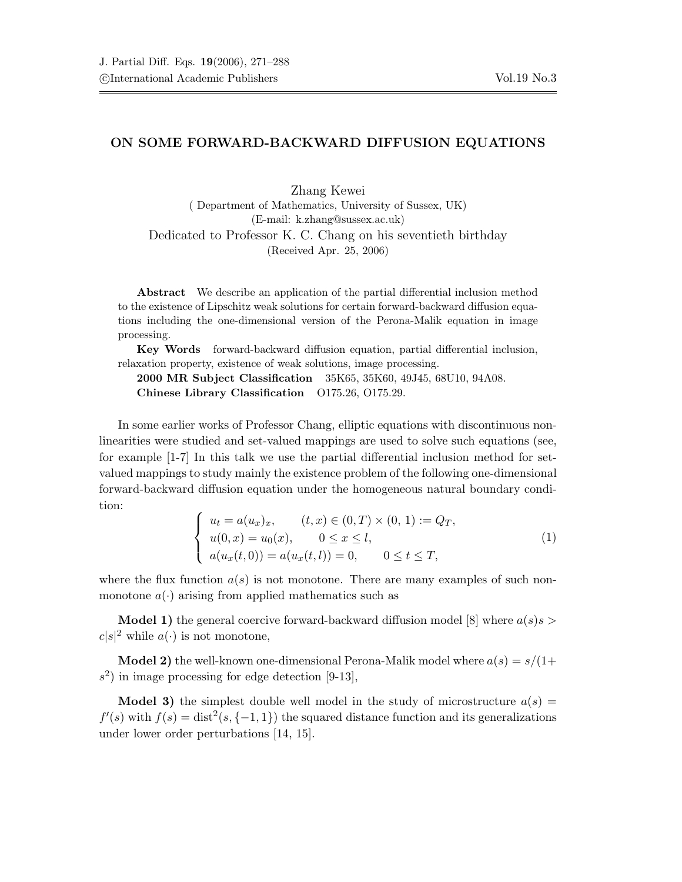# ON SOME FORWARD-BACKWARD DIFFUSION EQUATIONS

Zhang Kewei

( Department of Mathematics, University of Sussex, UK)

(E-mail: k.zhang@sussex.ac.uk)

Dedicated to Professor K. C. Chang on his seventieth birthday

(Received Apr. 25, 2006)

**Abstract** We describe an application of the partial differential inclusion method to the existence of Lipschitz weak solutions for certain forward-backward diffusion equations including the one-dimensional version of the Perona-Malik equation in image processing.

**Key Words** forward-backward diffusion equation, partial differential inclusion, relaxation property, existence of weak solutions, image processing.

**2000 MR Subject Classification** 35K65, 35K60, 49J45, 68U10, 94A08.

**Chinese Library Classification** O175.26, O175.29.

In some earlier works of Professor Chang, elliptic equations with discontinuous nonlinearities were studied and set-valued mappings are used to solve such equations (see, for example [1-7] In this talk we use the partial differential inclusion method for set-valued mappings to study mainly the existence problem of the following one-dimensional forward-backward diffusion equation under the homogeneous natural boundary condition:

$$\begin{cases} u_t = a(u_x)_x, & (t,x) \in (0,T) \times (0,1) := Q_T, \\ u(0,x) = u_0(x), & 0 \leq x \leq l, \\ a(u_x(t,0)) = a(u_x(t,l)) = 0, & 0 \leq t \leq T, \end{cases} \tag{1}$$

where the flux function $a(s)$ is not monotone. There are many examples of such non-monotone $a(\cdot)$ arising from applied mathematics such as

**Model 1)** the general coercive forward-backward diffusion model [8] where $a(s)s > c|s|^2$ while $a(\cdot)$ is not monotone,

**Model 2)** the well-known one-dimensional Perona-Malik model where $a(s) = s/(1+s^2)$ in image processing for edge detection [9-13],

**Model 3)** the simplest double well model in the study of microstructure $a(s) = f'(s)$ with $f(s) = \text{dist}^2(s, \{-1, 1\})$ the squared distance function and its generalizations under lower order perturbations [14, 15].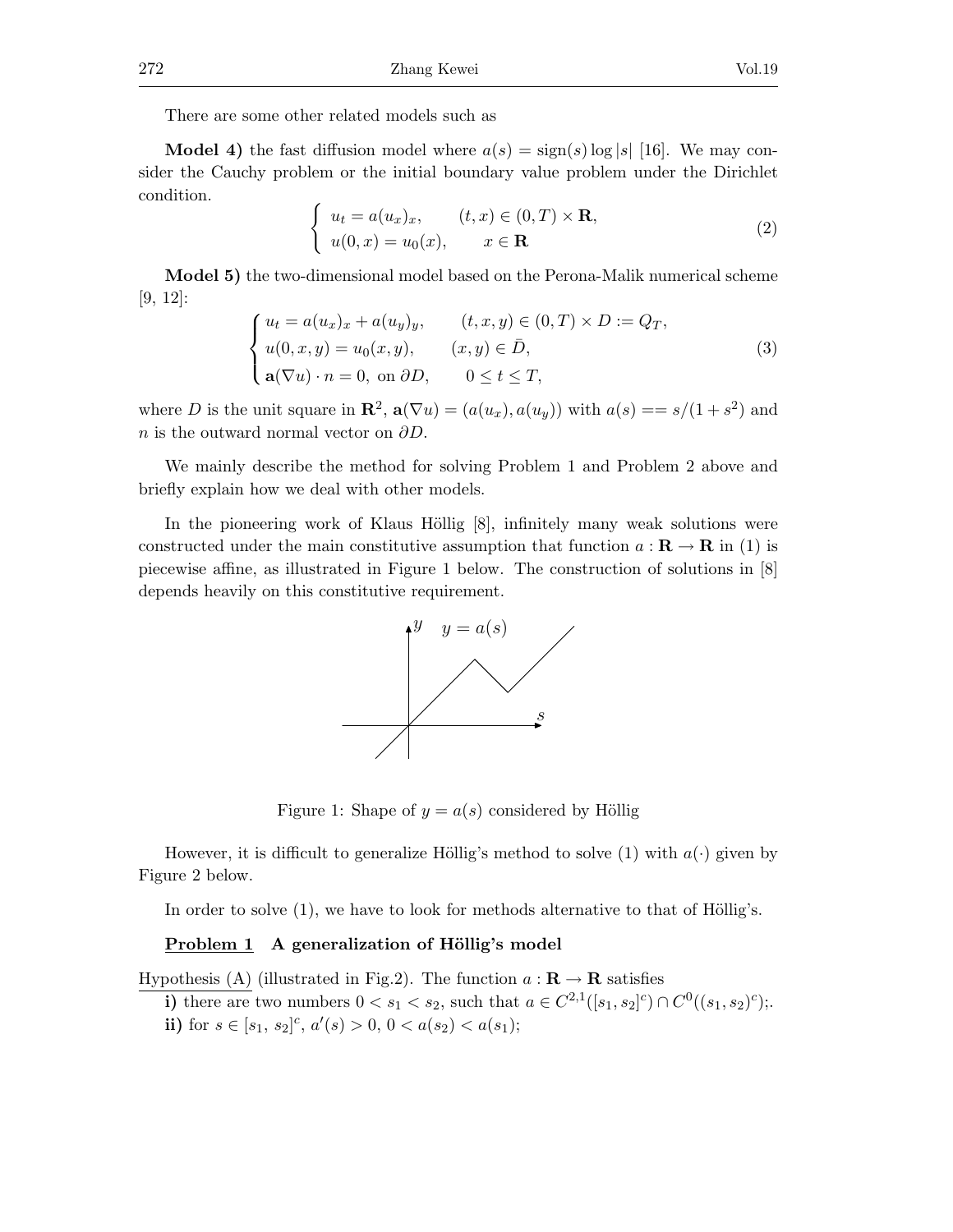There are some other related models such as

**Model 4)** the fast diffusion model where $a(s) = \text{sign}(s)\log|s|$ [16]. We may consider the Cauchy problem or the initial boundary value problem under the Dirichlet condition.

$$\begin{cases} u_t = a(u_x)_x, & (t,x) \in (0,T) \times \mathbf{R}, \\ u(0,x) = u_0(x), & x \in \mathbf{R} \end{cases} \tag{2}$$

**Model 5)** the two-dimensional model based on the Perona-Malik numerical scheme [9, 12]:

$$\begin{cases} u_t = a(u_x)_x + a(u_y)_y, & (t,x,y) \in (0,T) \times D := Q_T, \\ u(0,x,y) = u_0(x,y), & (x,y) \in \bar{D}, \\ \mathbf{a}(\nabla u) \cdot n = 0, \text{ on } \partial D, & 0 \le t \le T, \end{cases} \tag{3}$$

where $D$ is the unit square in $\mathbf{R}^2$, $\mathbf{a}(\nabla u) = (a(u_x), a(u_y))$ with $a(s) == s/(1+s^2)$ and $n$ is the outward normal vector on $\partial D$.

We mainly describe the method for solving Problem 1 and Problem 2 above and briefly explain how we deal with other models.

In the pioneering work of Klaus Höllig [8], infinitely many weak solutions were constructed under the main constitutive assumption that function $a : \mathbf{R} \to \mathbf{R}$ in (1) is piecewise affine, as illustrated in Figure 1 below. The construction of solutions in [8] depends heavily on this constitutive requirement.

y
$y = a(s)$
s

Figure 1: Shape of $y = a(s)$ considered by Höllig

However, it is difficult to generalize Höllig's method to solve (1) with $a(\cdot)$ given by Figure 2 below.

In order to solve (1), we have to look for methods alternative to that of Höllig's.

**Problem 1 A generalization of Höllig's model**

Hypothesis (A) (illustrated in Fig.2). The function $a : \mathbf{R} \to \mathbf{R}$ satisfies

**i)** there are two numbers $0 < s_1 < s_2$, such that $a \in C^{2,1}([s_1, s_2]^c) \cap C^0((s_1, s_2)^c)$;.

**ii)** for $s \in [s_1, s_2]^c$, $a'(s) > 0$, $0 < a(s_2) < a(s_1)$;